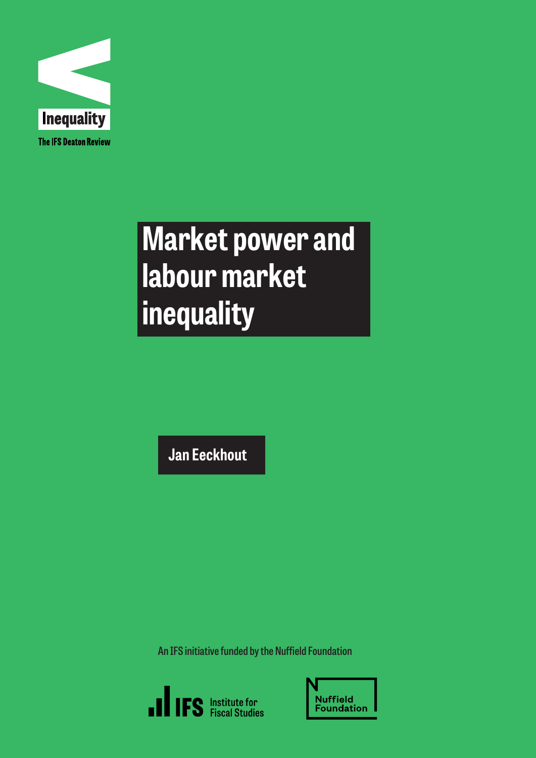Inequality

The IFS Deaton Review

# Market power and labour market inequality

Jan Eeckhout

An IFS initiative funded by the Nuffield Foundation

IFS Institute for Fiscal Studies

Nuffield Foundation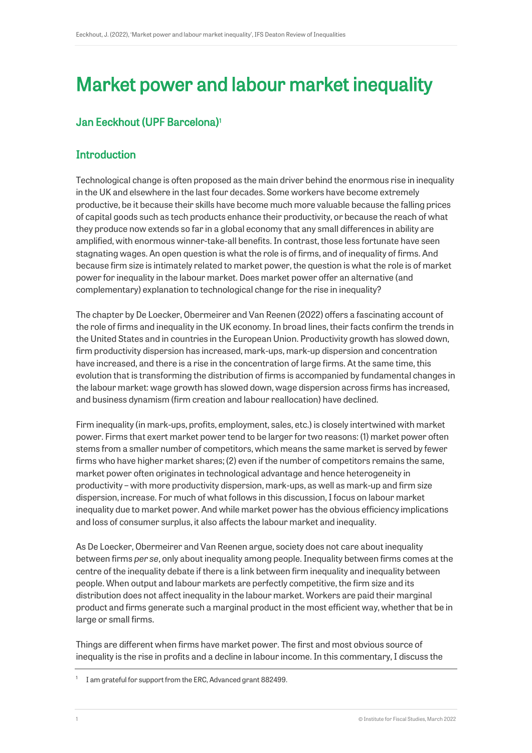# Market power and labour market inequality

## Jan Eeckhout (UPF Barcelona)[1]

## Introduction

Technological change is often proposed as the main driver behind the enormous rise in inequality in the UK and elsewhere in the last four decades. Some workers have become extremely productive, be it because their skills have become much more valuable because the falling prices of capital goods such as tech products enhance their productivity, or because the reach of what they produce now extends so far in a global economy that any small differences in ability are amplified, with enormous winner-take-all benefits. In contrast, those less fortunate have seen stagnating wages. An open question is what the role is of firms, and of inequality of firms. And because firm size is intimately related to market power, the question is what the role is of market power for inequality in the labour market. Does market power offer an alternative (and complementary) explanation to technological change for the rise in inequality?

The chapter by De Loecker, Obermeirer and Van Reenen (2022) offers a fascinating account of the role of firms and inequality in the UK economy. In broad lines, their facts confirm the trends in the United States and in countries in the European Union. Productivity growth has slowed down, firm productivity dispersion has increased, mark-ups, mark-up dispersion and concentration have increased, and there is a rise in the concentration of large firms. At the same time, this evolution that is transforming the distribution of firms is accompanied by fundamental changes in the labour market: wage growth has slowed down, wage dispersion across firms has increased, and business dynamism (firm creation and labour reallocation) have declined.

Firm inequality (in mark-ups, profits, employment, sales, etc.) is closely intertwined with market power. Firms that exert market power tend to be larger for two reasons: (1) market power often stems from a smaller number of competitors, which means the same market is served by fewer firms who have higher market shares; (2) even if the number of competitors remains the same, market power often originates in technological advantage and hence heterogeneity in productivity – with more productivity dispersion, mark-ups, as well as mark-up and firm size dispersion, increase. For much of what follows in this discussion, I focus on labour market inequality due to market power. And while market power has the obvious efficiency implications and loss of consumer surplus, it also affects the labour market and inequality.

As De Loecker, Obermeirer and Van Reenen argue, society does not care about inequality between firms *per se*, only about inequality among people. Inequality between firms comes at the centre of the inequality debate if there is a link between firm inequality and inequality between people. When output and labour markets are perfectly competitive, the firm size and its distribution does not affect inequality in the labour market. Workers are paid their marginal product and firms generate such a marginal product in the most efficient way, whether that be in large or small firms.

Things are different when firms have market power. The first and most obvious source of inequality is the rise in profits and a decline in labour income. In this commentary, I discuss the

[1] I am grateful for support from the ERC, Advanced grant 882499.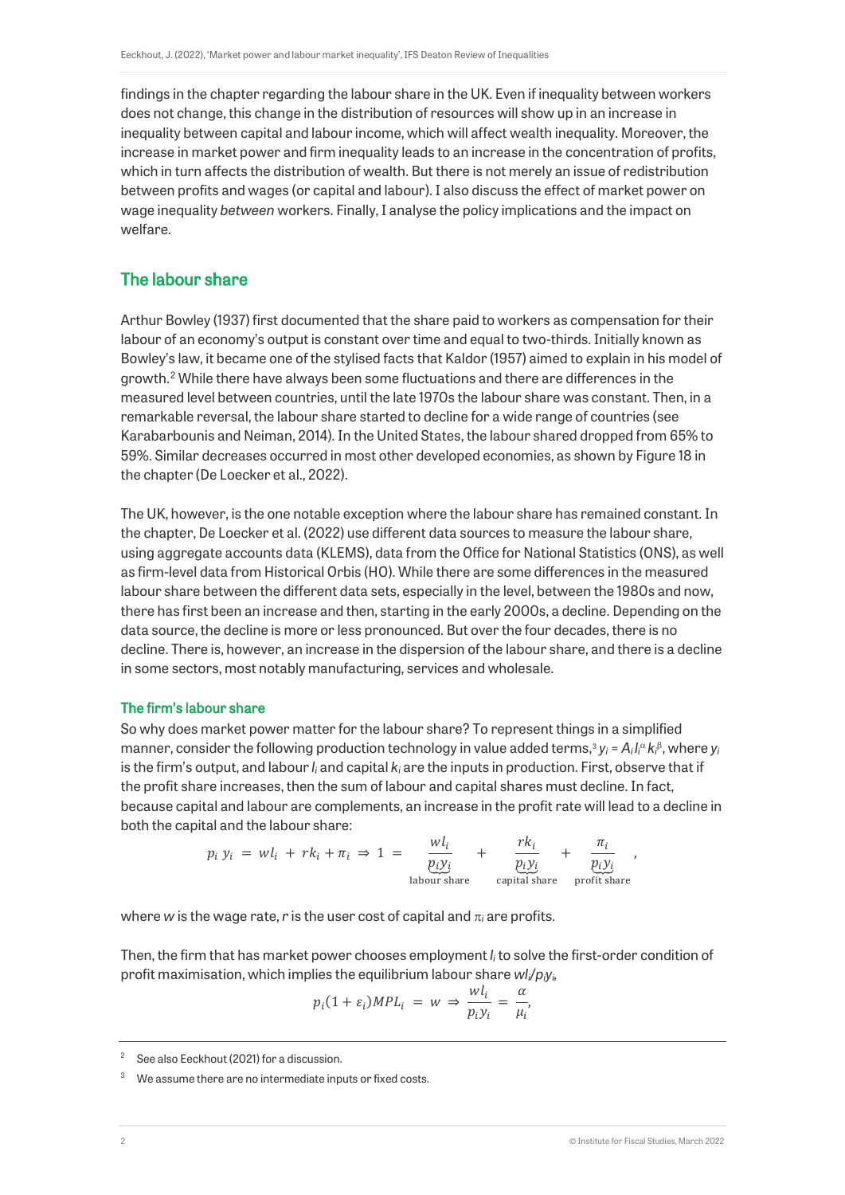findings in the chapter regarding the labour share in the UK. Even if inequality between workers does not change, this change in the distribution of resources will show up in an increase in inequality between capital and labour income, which will affect wealth inequality. Moreover, the increase in market power and firm inequality leads to an increase in the concentration of profits, which in turn affects the distribution of wealth. But there is not merely an issue of redistribution between profits and wages (or capital and labour). I also discuss the effect of market power on wage inequality *between* workers. Finally, I analyse the policy implications and the impact on welfare.

## The labour share

Arthur Bowley (1937) first documented that the share paid to workers as compensation for their labour of an economy's output is constant over time and equal to two-thirds. Initially known as Bowley's law, it became one of the stylised facts that Kaldor (1957) aimed to explain in his model of growth.[2] While there have always been some fluctuations and there are differences in the measured level between countries, until the late 1970s the labour share was constant. Then, in a remarkable reversal, the labour share started to decline for a wide range of countries (see Karabarbounis and Neiman, 2014). In the United States, the labour shared dropped from 65% to 59%. Similar decreases occurred in most other developed economies, as shown by Figure 18 in the chapter (De Loecker et al., 2022).

The UK, however, is the one notable exception where the labour share has remained constant. In the chapter, De Loecker et al. (2022) use different data sources to measure the labour share, using aggregate accounts data (KLEMS), data from the Office for National Statistics (ONS), as well as firm-level data from Historical Orbis (HO). While there are some differences in the measured labour share between the different data sets, especially in the level, between the 1980s and now, there has first been an increase and then, starting in the early 2000s, a decline. Depending on the data source, the decline is more or less pronounced. But over the four decades, there is no decline. There is, however, an increase in the dispersion of the labour share, and there is a decline in some sectors, most notably manufacturing, services and wholesale.

### The firm's labour share

So why does market power matter for the labour share? To represent things in a simplified manner, consider the following production technology in value added terms,[3] $y_i = A_i l_i^{\alpha} k_i^{\beta}$, where $y_i$ is the firm's output, and labour $l_i$ and capital $k_i$ are the inputs in production. First, observe that if the profit share increases, then the sum of labour and capital shares must decline. In fact, because capital and labour are complements, an increase in the profit rate will lead to a decline in both the capital and the labour share:

$$p_i\, y_i \;=\; wl_i \;+\; rk_i + \pi_i \;\Rightarrow\; 1 \;=\; \underbrace{\frac{wl_i}{p_i y_i}}_{\text{labour share}} \;+\; \underbrace{\frac{rk_i}{p_i y_i}}_{\text{capital share}} \;+\; \underbrace{\frac{\pi_i}{p_i y_i}}_{\text{profit share}},$$

where $w$ is the wage rate, $r$ is the user cost of capital and $\pi_i$ are profits.

Then, the firm that has market power chooses employment $l_i$ to solve the first-order condition of profit maximisation, which implies the equilibrium labour share $wl_i/p_iy_i$,

$$p_i(1+\varepsilon_i)MPL_i \;=\; w \;\Rightarrow\; \frac{wl_i}{p_i y_i} \;=\; \frac{\alpha}{\mu_i},$$

[2] See also Eeckhout (2021) for a discussion.

[3] We assume there are no intermediate inputs or fixed costs.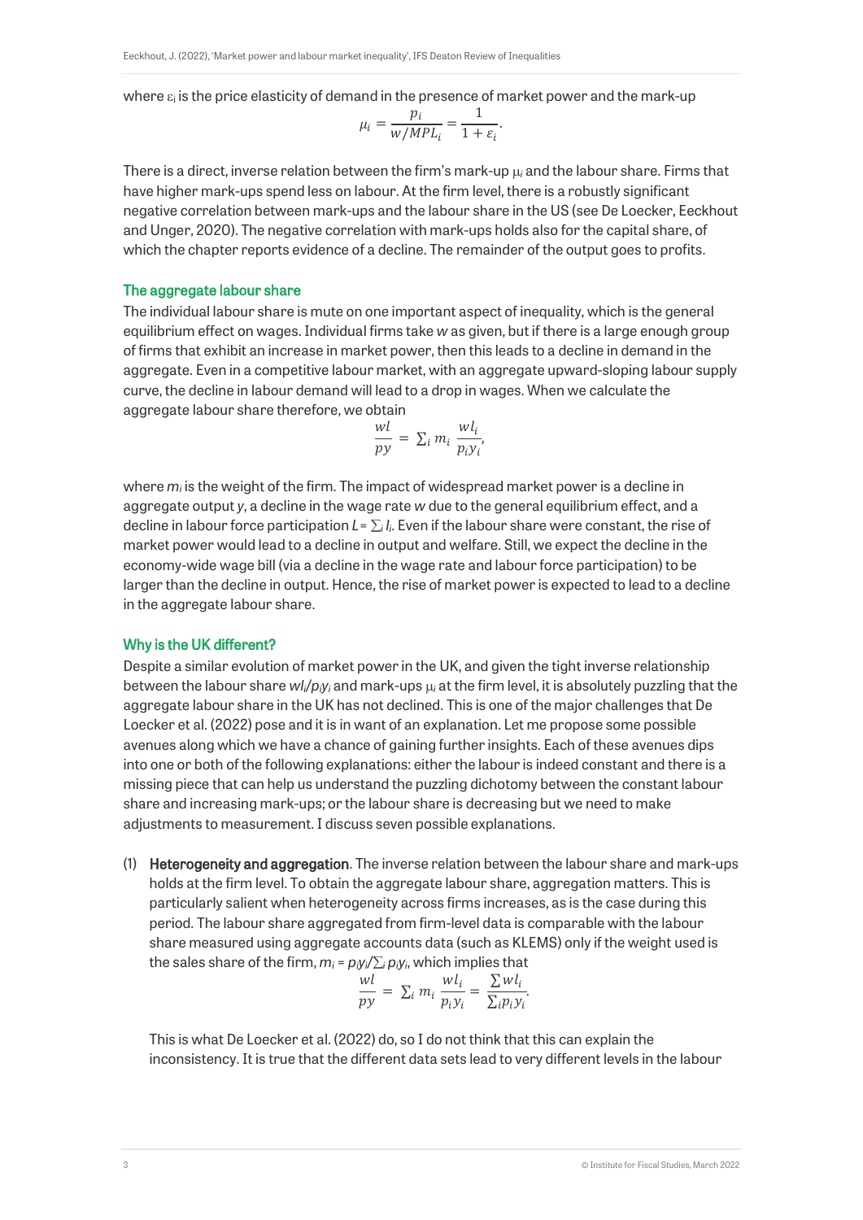where $\varepsilon_i$ is the price elasticity of demand in the presence of market power and the mark-up

$$\mu_i = \frac{p_i}{w/MPL_i} = \frac{1}{1+\varepsilon_i}.$$

There is a direct, inverse relation between the firm's mark-up $\mu_i$ and the labour share. Firms that have higher mark-ups spend less on labour. At the firm level, there is a robustly significant negative correlation between mark-ups and the labour share in the US (see De Loecker, Eeckhout and Unger, 2020). The negative correlation with mark-ups holds also for the capital share, of which the chapter reports evidence of a decline. The remainder of the output goes to profits.

### The aggregate labour share

The individual labour share is mute on one important aspect of inequality, which is the general equilibrium effect on wages. Individual firms take $w$ as given, but if there is a large enough group of firms that exhibit an increase in market power, then this leads to a decline in demand in the aggregate. Even in a competitive labour market, with an aggregate upward-sloping labour supply curve, the decline in labour demand will lead to a drop in wages. When we calculate the aggregate labour share therefore, we obtain

$$\frac{wl}{py} = \sum_i m_i \frac{wl_i}{p_i y_i},$$

where $m_i$ is the weight of the firm. The impact of widespread market power is a decline in aggregate output $y$, a decline in the wage rate $w$ due to the general equilibrium effect, and a decline in labour force participation $L = \sum_i l_i$. Even if the labour share were constant, the rise of market power would lead to a decline in output and welfare. Still, we expect the decline in the economy-wide wage bill (via a decline in the wage rate and labour force participation) to be larger than the decline in output. Hence, the rise of market power is expected to lead to a decline in the aggregate labour share.

### Why is the UK different?

Despite a similar evolution of market power in the UK, and given the tight inverse relationship between the labour share $wl_i/p_iy_i$ and mark-ups $\mu_i$ at the firm level, it is absolutely puzzling that the aggregate labour share in the UK has not declined. This is one of the major challenges that De Loecker et al. (2022) pose and it is in want of an explanation. Let me propose some possible avenues along which we have a chance of gaining further insights. Each of these avenues dips into one or both of the following explanations: either the labour is indeed constant and there is a missing piece that can help us understand the puzzling dichotomy between the constant labour share and increasing mark-ups; or the labour share is decreasing but we need to make adjustments to measurement. I discuss seven possible explanations.

(1) **Heterogeneity and aggregation**. The inverse relation between the labour share and mark-ups holds at the firm level. To obtain the aggregate labour share, aggregation matters. This is particularly salient when heterogeneity across firms increases, as is the case during this period. The labour share aggregated from firm-level data is comparable with the labour share measured using aggregate accounts data (such as KLEMS) only if the weight used is the sales share of the firm, $m_i = p_iy_i/\sum_i p_iy_i$, which implies that

$$\frac{wl}{py} = \sum_i m_i \frac{wl_i}{p_i y_i} = \frac{\sum wl_i}{\sum_i p_i y_i}.$$

This is what De Loecker et al. (2022) do, so I do not think that this can explain the inconsistency. It is true that the different data sets lead to very different levels in the labour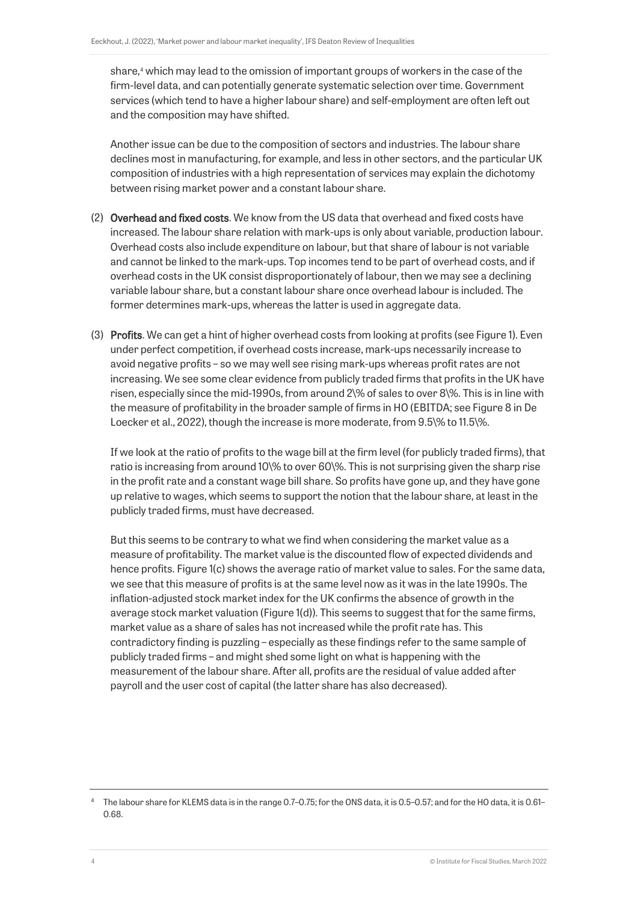share,[4] which may lead to the omission of important groups of workers in the case of the firm-level data, and can potentially generate systematic selection over time. Government services (which tend to have a higher labour share) and self-employment are often left out and the composition may have shifted.

Another issue can be due to the composition of sectors and industries. The labour share declines most in manufacturing, for example, and less in other sectors, and the particular UK composition of industries with a high representation of services may explain the dichotomy between rising market power and a constant labour share.

(2) **Overhead and fixed costs**. We know from the US data that overhead and fixed costs have increased. The labour share relation with mark-ups is only about variable, production labour. Overhead costs also include expenditure on labour, but that share of labour is not variable and cannot be linked to the mark-ups. Top incomes tend to be part of overhead costs, and if overhead costs in the UK consist disproportionately of labour, then we may see a declining variable labour share, but a constant labour share once overhead labour is included. The former determines mark-ups, whereas the latter is used in aggregate data.

(3) **Profits**. We can get a hint of higher overhead costs from looking at profits (see Figure 1). Even under perfect competition, if overhead costs increase, mark-ups necessarily increase to avoid negative profits – so we may well see rising mark-ups whereas profit rates are not increasing. We see some clear evidence from publicly traded firms that profits in the UK have risen, especially since the mid-1990s, from around 2% of sales to over 8%. This is in line with the measure of profitability in the broader sample of firms in HO (EBITDA; see Figure 8 in De Loecker et al., 2022), though the increase is more moderate, from 9.5% to 11.5%.

If we look at the ratio of profits to the wage bill at the firm level (for publicly traded firms), that ratio is increasing from around 10% to over 60%. This is not surprising given the sharp rise in the profit rate and a constant wage bill share. So profits have gone up, and they have gone up relative to wages, which seems to support the notion that the labour share, at least in the publicly traded firms, must have decreased.

But this seems to be contrary to what we find when considering the market value as a measure of profitability. The market value is the discounted flow of expected dividends and hence profits. Figure 1(c) shows the average ratio of market value to sales. For the same data, we see that this measure of profits is at the same level now as it was in the late 1990s. The inflation-adjusted stock market index for the UK confirms the absence of growth in the average stock market valuation (Figure 1(d)). This seems to suggest that for the same firms, market value as a share of sales has not increased while the profit rate has. This contradictory finding is puzzling – especially as these findings refer to the same sample of publicly traded firms – and might shed some light on what is happening with the measurement of the labour share. After all, profits are the residual of value added after payroll and the user cost of capital (the latter share has also decreased).

---

[4] The labour share for KLEMS data is in the range 0.7–0.75; for the ONS data, it is 0.5–0.57; and for the HO data, it is 0.61–0.68.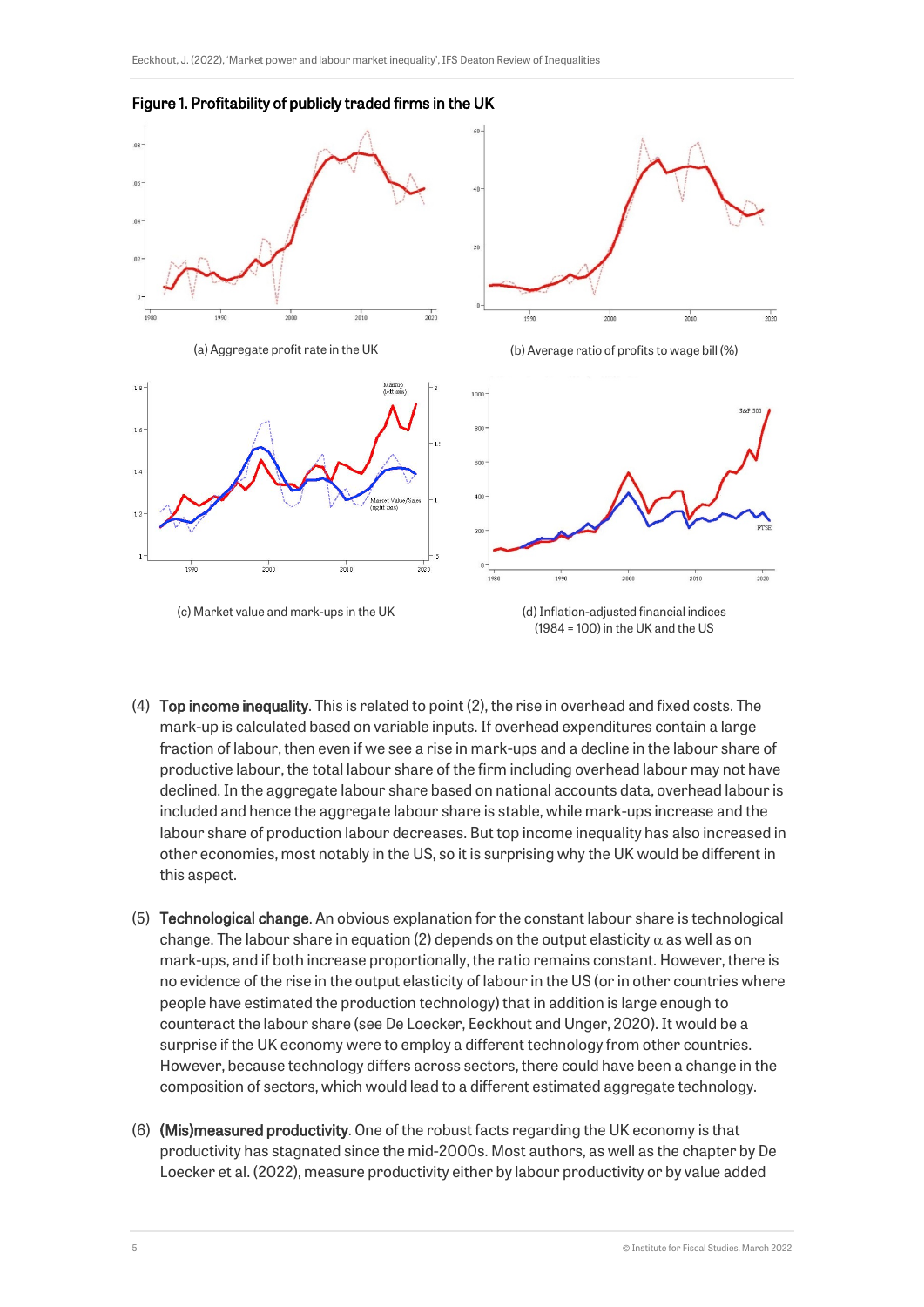**Figure 1. Profitability of publicly traded firms in the UK**

(a) Aggregate profit rate in the UK

(b) Average ratio of profits to wage bill (%)

(c) Market value and mark-ups in the UK

(d) Inflation-adjusted financial indices (1984 = 100) in the UK and the US

(4) **Top income inequality**. This is related to point (2), the rise in overhead and fixed costs. The mark-up is calculated based on variable inputs. If overhead expenditures contain a large fraction of labour, then even if we see a rise in mark-ups and a decline in the labour share of productive labour, the total labour share of the firm including overhead labour may not have declined. In the aggregate labour share based on national accounts data, overhead labour is included and hence the aggregate labour share is stable, while mark-ups increase and the labour share of production labour decreases. But top income inequality has also increased in other economies, most notably in the US, so it is surprising why the UK would be different in this aspect.

(5) **Technological change**. An obvious explanation for the constant labour share is technological change. The labour share in equation (2) depends on the output elasticity $\alpha$ as well as on mark-ups, and if both increase proportionally, the ratio remains constant. However, there is no evidence of the rise in the output elasticity of labour in the US (or in other countries where people have estimated the production technology) that in addition is large enough to counteract the labour share (see De Loecker, Eeckhout and Unger, 2020). It would be a surprise if the UK economy were to employ a different technology from other countries. However, because technology differs across sectors, there could have been a change in the composition of sectors, which would lead to a different estimated aggregate technology.

(6) **(Mis)measured productivity**. One of the robust facts regarding the UK economy is that productivity has stagnated since the mid-2000s. Most authors, as well as the chapter by De Loecker et al. (2022), measure productivity either by labour productivity or by value added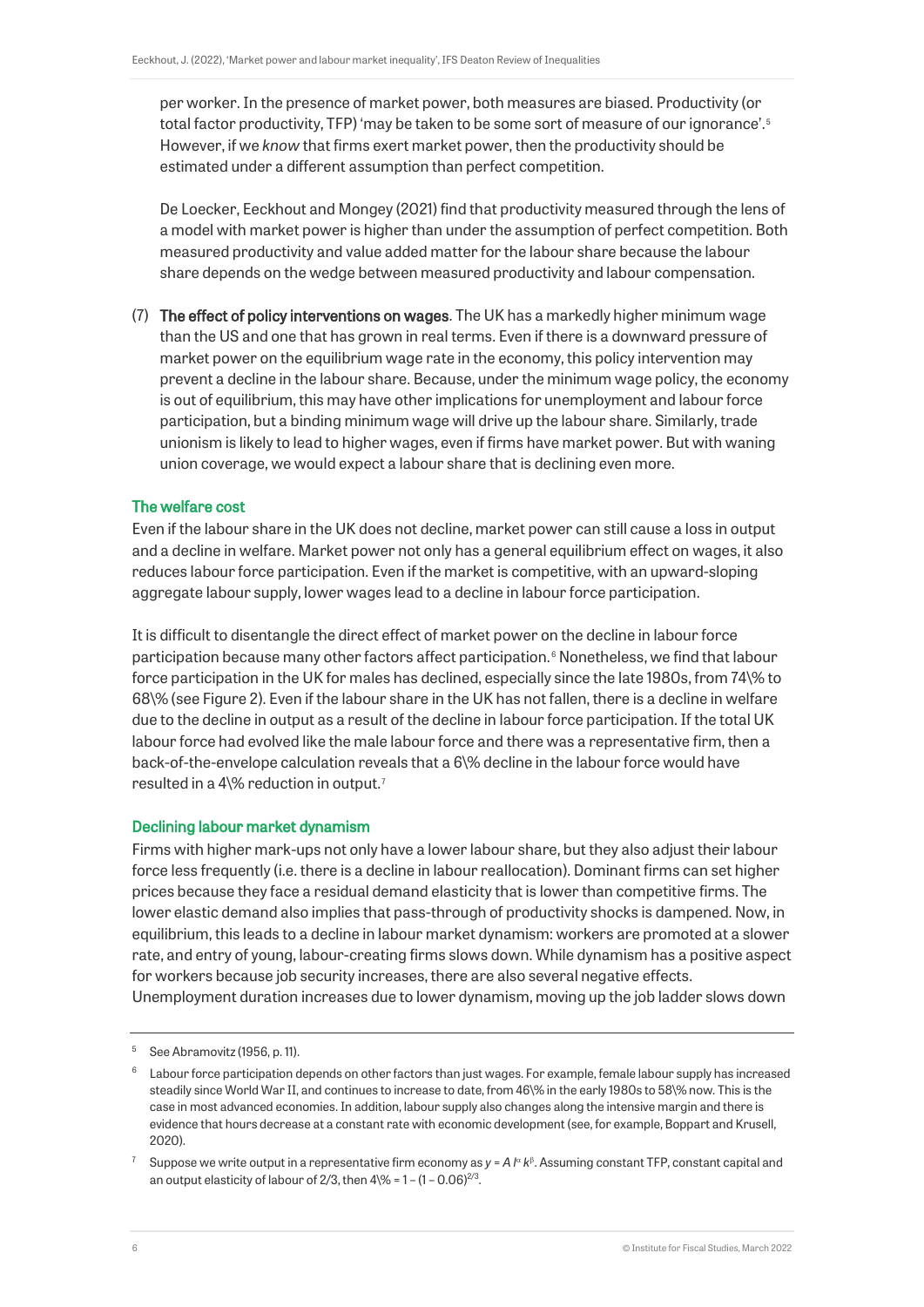per worker. In the presence of market power, both measures are biased. Productivity (or total factor productivity, TFP) 'may be taken to be some sort of measure of our ignorance'.[5] However, if we *know* that firms exert market power, then the productivity should be estimated under a different assumption than perfect competition.

De Loecker, Eeckhout and Mongey (2021) find that productivity measured through the lens of a model with market power is higher than under the assumption of perfect competition. Both measured productivity and value added matter for the labour share because the labour share depends on the wedge between measured productivity and labour compensation.

(7) **The effect of policy interventions on wages**. The UK has a markedly higher minimum wage than the US and one that has grown in real terms. Even if there is a downward pressure of market power on the equilibrium wage rate in the economy, this policy intervention may prevent a decline in the labour share. Because, under the minimum wage policy, the economy is out of equilibrium, this may have other implications for unemployment and labour force participation, but a binding minimum wage will drive up the labour share. Similarly, trade unionism is likely to lead to higher wages, even if firms have market power. But with waning union coverage, we would expect a labour share that is declining even more.

### The welfare cost

Even if the labour share in the UK does not decline, market power can still cause a loss in output and a decline in welfare. Market power not only has a general equilibrium effect on wages, it also reduces labour force participation. Even if the market is competitive, with an upward-sloping aggregate labour supply, lower wages lead to a decline in labour force participation.

It is difficult to disentangle the direct effect of market power on the decline in labour force participation because many other factors affect participation.[6] Nonetheless, we find that labour force participation in the UK for males has declined, especially since the late 1980s, from 74% to 68% (see Figure 2). Even if the labour share in the UK has not fallen, there is a decline in welfare due to the decline in output as a result of the decline in labour force participation. If the total UK labour force had evolved like the male labour force and there was a representative firm, then a back-of-the-envelope calculation reveals that a 6% decline in the labour force would have resulted in a 4% reduction in output.[7]

### Declining labour market dynamism

Firms with higher mark-ups not only have a lower labour share, but they also adjust their labour force less frequently (i.e. there is a decline in labour reallocation). Dominant firms can set higher prices because they face a residual demand elasticity that is lower than competitive firms. The lower elastic demand also implies that pass-through of productivity shocks is dampened. Now, in equilibrium, this leads to a decline in labour market dynamism: workers are promoted at a slower rate, and entry of young, labour-creating firms slows down. While dynamism has a positive aspect for workers because job security increases, there are also several negative effects. Unemployment duration increases due to lower dynamism, moving up the job ladder slows down

---

[5] See Abramovitz (1956, p. 11).

[6] Labour force participation depends on other factors than just wages. For example, female labour supply has increased steadily since World War II, and continues to increase to date, from 46% in the early 1980s to 58% now. This is the case in most advanced economies. In addition, labour supply also changes along the intensive margin and there is evidence that hours decrease at a constant rate with economic development (see, for example, Boppart and Krusell, 2020).

[7] Suppose we write output in a representative firm economy as $y = A\, l^{\alpha} k^{\beta}$. Assuming constant TFP, constant capital and an output elasticity of labour of 2/3, then $4\% = 1 - (1 - 0.06)^{2/3}$.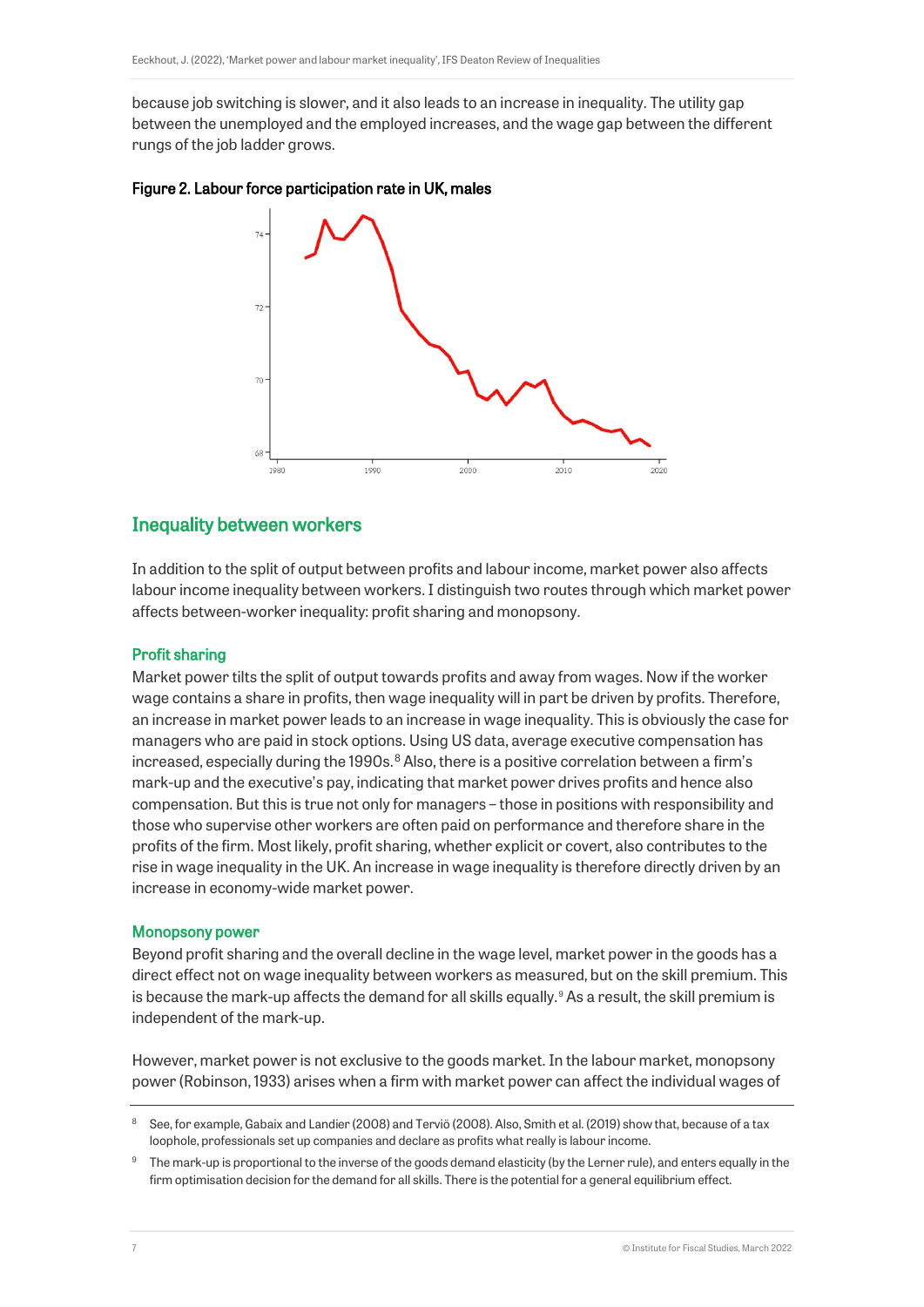because job switching is slower, and it also leads to an increase in inequality. The utility gap between the unemployed and the employed increases, and the wage gap between the different rungs of the job ladder grows.

**Figure 2. Labour force participation rate in UK, males**

## Inequality between workers

In addition to the split of output between profits and labour income, market power also affects labour income inequality between workers. I distinguish two routes through which market power affects between-worker inequality: profit sharing and monopsony.

### Profit sharing

Market power tilts the split of output towards profits and away from wages. Now if the worker wage contains a share in profits, then wage inequality will in part be driven by profits. Therefore, an increase in market power leads to an increase in wage inequality. This is obviously the case for managers who are paid in stock options. Using US data, average executive compensation has increased, especially during the 1990s.[8] Also, there is a positive correlation between a firm's mark-up and the executive's pay, indicating that market power drives profits and hence also compensation. But this is true not only for managers – those in positions with responsibility and those who supervise other workers are often paid on performance and therefore share in the profits of the firm. Most likely, profit sharing, whether explicit or covert, also contributes to the rise in wage inequality in the UK. An increase in wage inequality is therefore directly driven by an increase in economy-wide market power.

### Monopsony power

Beyond profit sharing and the overall decline in the wage level, market power in the goods has a direct effect not on wage inequality between workers as measured, but on the skill premium. This is because the mark-up affects the demand for all skills equally.[9] As a result, the skill premium is independent of the mark-up.

However, market power is not exclusive to the goods market. In the labour market, monopsony power (Robinson, 1933) arises when a firm with market power can affect the individual wages of

---

[8] See, for example, Gabaix and Landier (2008) and Terviö (2008). Also, Smith et al. (2019) show that, because of a tax loophole, professionals set up companies and declare as profits what really is labour income.

[9] The mark-up is proportional to the inverse of the goods demand elasticity (by the Lerner rule), and enters equally in the firm optimisation decision for the demand for all skills. There is the potential for a general equilibrium effect.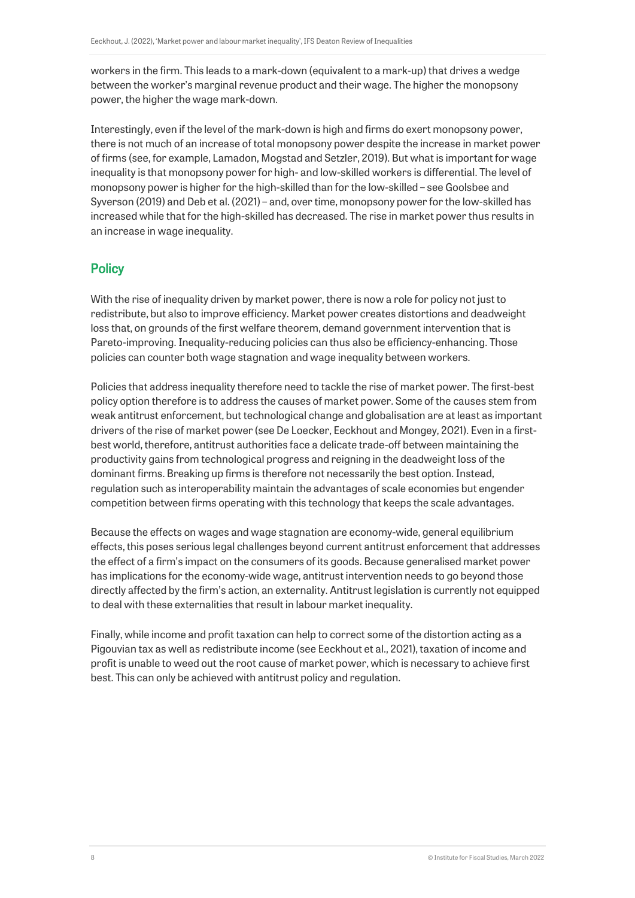workers in the firm. This leads to a mark-down (equivalent to a mark-up) that drives a wedge between the worker's marginal revenue product and their wage. The higher the monopsony power, the higher the wage mark-down.

Interestingly, even if the level of the mark-down is high and firms do exert monopsony power, there is not much of an increase of total monopsony power despite the increase in market power of firms (see, for example, Lamadon, Mogstad and Setzler, 2019). But what is important for wage inequality is that monopsony power for high- and low-skilled workers is differential. The level of monopsony power is higher for the high-skilled than for the low-skilled – see Goolsbee and Syverson (2019) and Deb et al. (2021) – and, over time, monopsony power for the low-skilled has increased while that for the high-skilled has decreased. The rise in market power thus results in an increase in wage inequality.

## Policy

With the rise of inequality driven by market power, there is now a role for policy not just to redistribute, but also to improve efficiency. Market power creates distortions and deadweight loss that, on grounds of the first welfare theorem, demand government intervention that is Pareto-improving. Inequality-reducing policies can thus also be efficiency-enhancing. Those policies can counter both wage stagnation and wage inequality between workers.

Policies that address inequality therefore need to tackle the rise of market power. The first-best policy option therefore is to address the causes of market power. Some of the causes stem from weak antitrust enforcement, but technological change and globalisation are at least as important drivers of the rise of market power (see De Loecker, Eeckhout and Mongey, 2021). Even in a first-best world, therefore, antitrust authorities face a delicate trade-off between maintaining the productivity gains from technological progress and reigning in the deadweight loss of the dominant firms. Breaking up firms is therefore not necessarily the best option. Instead, regulation such as interoperability maintain the advantages of scale economies but engender competition between firms operating with this technology that keeps the scale advantages.

Because the effects on wages and wage stagnation are economy-wide, general equilibrium effects, this poses serious legal challenges beyond current antitrust enforcement that addresses the effect of a firm's impact on the consumers of its goods. Because generalised market power has implications for the economy-wide wage, antitrust intervention needs to go beyond those directly affected by the firm's action, an externality. Antitrust legislation is currently not equipped to deal with these externalities that result in labour market inequality.

Finally, while income and profit taxation can help to correct some of the distortion acting as a Pigouvian tax as well as redistribute income (see Eeckhout et al., 2021), taxation of income and profit is unable to weed out the root cause of market power, which is necessary to achieve first best. This can only be achieved with antitrust policy and regulation.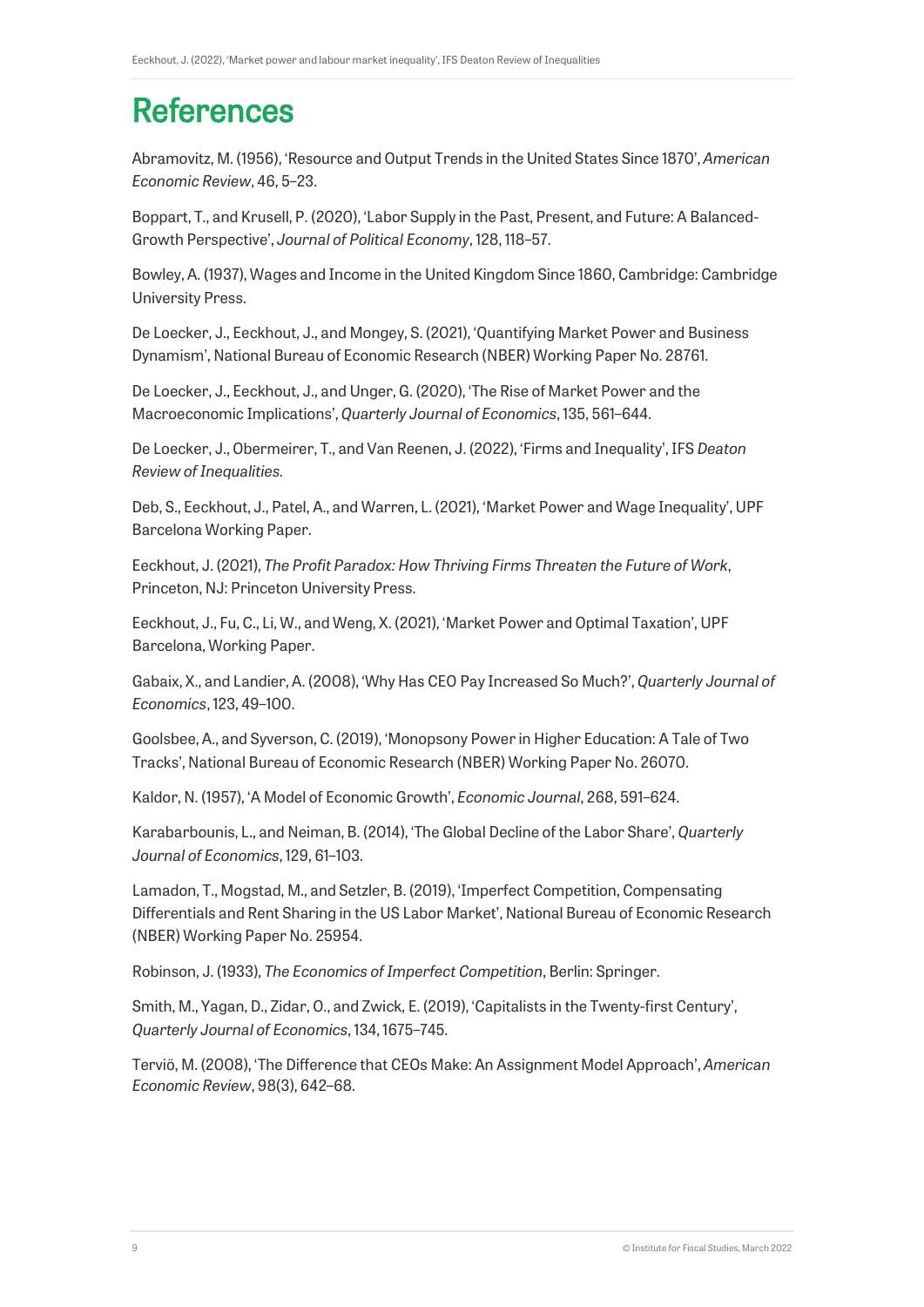# References

Abramovitz, M. (1956), 'Resource and Output Trends in the United States Since 1870', *American Economic Review*, 46, 5–23.

Boppart, T., and Krusell, P. (2020), 'Labor Supply in the Past, Present, and Future: A Balanced-Growth Perspective', *Journal of Political Economy*, 128, 118–57.

Bowley, A. (1937), Wages and Income in the United Kingdom Since 1860, Cambridge: Cambridge University Press.

De Loecker, J., Eeckhout, J., and Mongey, S. (2021), 'Quantifying Market Power and Business Dynamism', National Bureau of Economic Research (NBER) Working Paper No. 28761.

De Loecker, J., Eeckhout, J., and Unger, G. (2020), 'The Rise of Market Power and the Macroeconomic Implications', *Quarterly Journal of Economics*, 135, 561–644.

De Loecker, J., Obermeirer, T., and Van Reenen, J. (2022), 'Firms and Inequality', IFS *Deaton Review of Inequalities.*

Deb, S., Eeckhout, J., Patel, A., and Warren, L. (2021), 'Market Power and Wage Inequality', UPF Barcelona Working Paper.

Eeckhout, J. (2021), *The Profit Paradox: How Thriving Firms Threaten the Future of Work*, Princeton, NJ: Princeton University Press.

Eeckhout, J., Fu, C., Li, W., and Weng, X. (2021), 'Market Power and Optimal Taxation', UPF Barcelona, Working Paper.

Gabaix, X., and Landier, A. (2008), 'Why Has CEO Pay Increased So Much?', *Quarterly Journal of Economics*, 123, 49–100.

Goolsbee, A., and Syverson, C. (2019), 'Monopsony Power in Higher Education: A Tale of Two Tracks', National Bureau of Economic Research (NBER) Working Paper No. 26070.

Kaldor, N. (1957), 'A Model of Economic Growth', *Economic Journal*, 268, 591–624.

Karabarbounis, L., and Neiman, B. (2014), 'The Global Decline of the Labor Share', *Quarterly Journal of Economics*, 129, 61–103.

Lamadon, T., Mogstad, M., and Setzler, B. (2019), 'Imperfect Competition, Compensating Differentials and Rent Sharing in the US Labor Market', National Bureau of Economic Research (NBER) Working Paper No. 25954.

Robinson, J. (1933), *The Economics of Imperfect Competition*, Berlin: Springer.

Smith, M., Yagan, D., Zidar, O., and Zwick, E. (2019), 'Capitalists in the Twenty-first Century', *Quarterly Journal of Economics*, 134, 1675–745.

Terviö, M. (2008), 'The Difference that CEOs Make: An Assignment Model Approach', *American Economic Review*, 98(3), 642–68.